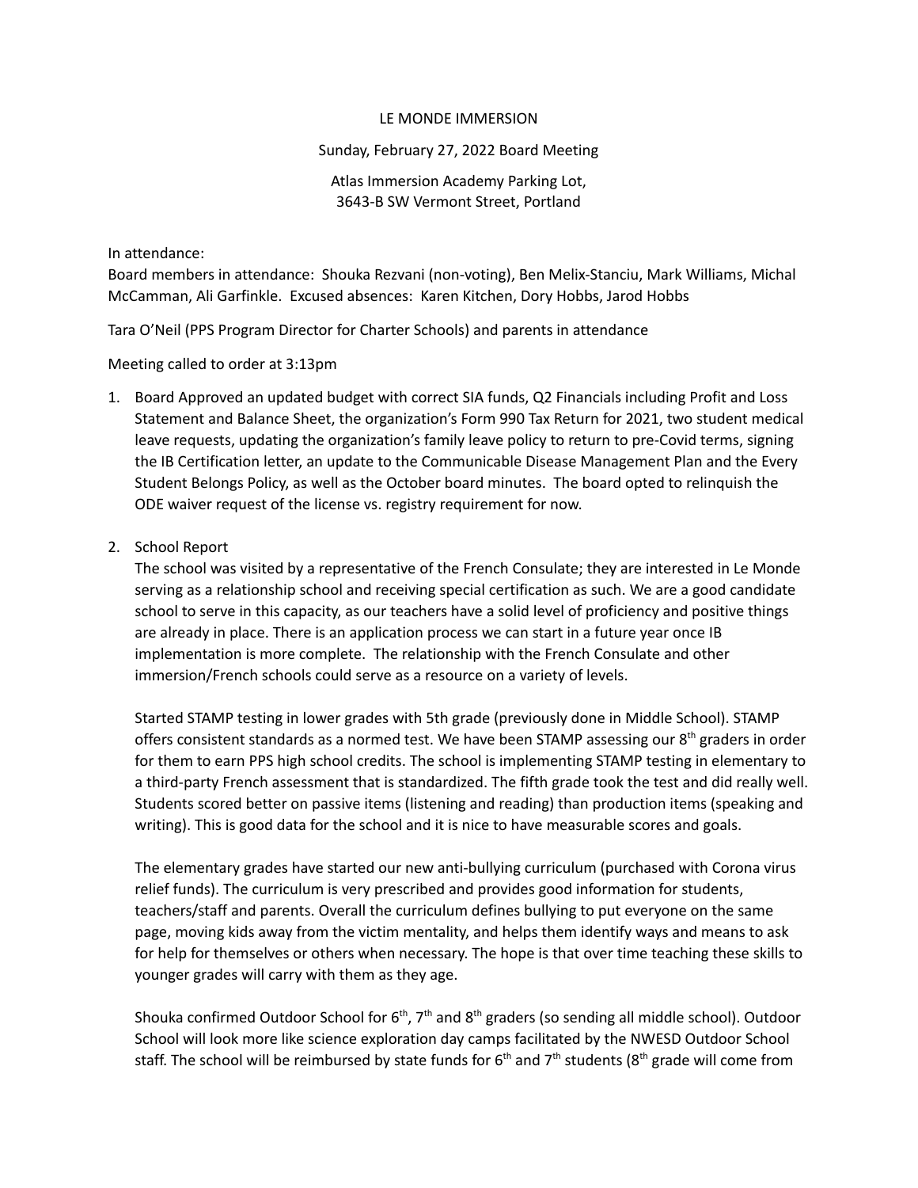LE MONDE IMMERSION

Sunday, February 27, 2022 Board Meeting

Atlas Immersion Academy Parking Lot,
3643-B SW Vermont Street, Portland

In attendance:
Board members in attendance: Shouka Rezvani (non-voting), Ben Melix-Stanciu, Mark Williams, Michal McCamman, Ali Garfinkle. Excused absences: Karen Kitchen, Dory Hobbs, Jarod Hobbs

Tara O'Neil (PPS Program Director for Charter Schools) and parents in attendance

Meeting called to order at 3:13pm

1. Board Approved an updated budget with correct SIA funds, Q2 Financials including Profit and Loss Statement and Balance Sheet, the organization's Form 990 Tax Return for 2021, two student medical leave requests, updating the organization's family leave policy to return to pre-Covid terms, signing the IB Certification letter, an update to the Communicable Disease Management Plan and the Every Student Belongs Policy, as well as the October board minutes. The board opted to relinquish the ODE waiver request of the license vs. registry requirement for now.

2. School Report
   The school was visited by a representative of the French Consulate; they are interested in Le Monde serving as a relationship school and receiving special certification as such. We are a good candidate school to serve in this capacity, as our teachers have a solid level of proficiency and positive things are already in place. There is an application process we can start in a future year once IB implementation is more complete. The relationship with the French Consulate and other immersion/French schools could serve as a resource on a variety of levels.

   Started STAMP testing in lower grades with 5th grade (previously done in Middle School). STAMP offers consistent standards as a normed test. We have been STAMP assessing our 8th graders in order for them to earn PPS high school credits. The school is implementing STAMP testing in elementary to a third-party French assessment that is standardized. The fifth grade took the test and did really well. Students scored better on passive items (listening and reading) than production items (speaking and writing). This is good data for the school and it is nice to have measurable scores and goals.

   The elementary grades have started our new anti-bullying curriculum (purchased with Corona virus relief funds). The curriculum is very prescribed and provides good information for students, teachers/staff and parents. Overall the curriculum defines bullying to put everyone on the same page, moving kids away from the victim mentality, and helps them identify ways and means to ask for help for themselves or others when necessary. The hope is that over time teaching these skills to younger grades will carry with them as they age.

   Shouka confirmed Outdoor School for 6th, 7th and 8th graders (so sending all middle school). Outdoor School will look more like science exploration day camps facilitated by the NWESD Outdoor School staff. The school will be reimbursed by state funds for 6th and 7th students (8th grade will come from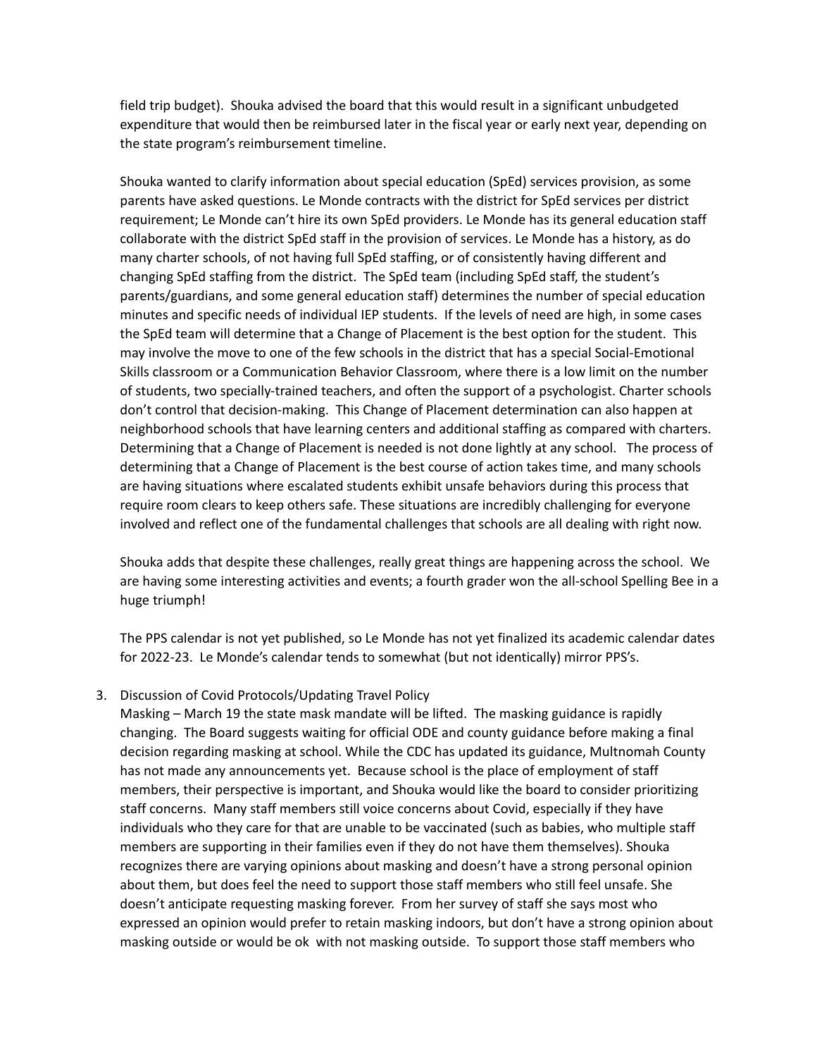field trip budget). Shouka advised the board that this would result in a significant unbudgeted expenditure that would then be reimbursed later in the fiscal year or early next year, depending on the state program's reimbursement timeline.

Shouka wanted to clarify information about special education (SpEd) services provision, as some parents have asked questions. Le Monde contracts with the district for SpEd services per district requirement; Le Monde can't hire its own SpEd providers. Le Monde has its general education staff collaborate with the district SpEd staff in the provision of services. Le Monde has a history, as do many charter schools, of not having full SpEd staffing, or of consistently having different and changing SpEd staffing from the district. The SpEd team (including SpEd staff, the student's parents/guardians, and some general education staff) determines the number of special education minutes and specific needs of individual IEP students. If the levels of need are high, in some cases the SpEd team will determine that a Change of Placement is the best option for the student. This may involve the move to one of the few schools in the district that has a special Social-Emotional Skills classroom or a Communication Behavior Classroom, where there is a low limit on the number of students, two specially-trained teachers, and often the support of a psychologist. Charter schools don't control that decision-making. This Change of Placement determination can also happen at neighborhood schools that have learning centers and additional staffing as compared with charters. Determining that a Change of Placement is needed is not done lightly at any school. The process of determining that a Change of Placement is the best course of action takes time, and many schools are having situations where escalated students exhibit unsafe behaviors during this process that require room clears to keep others safe. These situations are incredibly challenging for everyone involved and reflect one of the fundamental challenges that schools are all dealing with right now.

Shouka adds that despite these challenges, really great things are happening across the school. We are having some interesting activities and events; a fourth grader won the all-school Spelling Bee in a huge triumph!

The PPS calendar is not yet published, so Le Monde has not yet finalized its academic calendar dates for 2022-23. Le Monde's calendar tends to somewhat (but not identically) mirror PPS's.

3. Discussion of Covid Protocols/Updating Travel Policy
   Masking – March 19 the state mask mandate will be lifted. The masking guidance is rapidly changing. The Board suggests waiting for official ODE and county guidance before making a final decision regarding masking at school. While the CDC has updated its guidance, Multnomah County has not made any announcements yet. Because school is the place of employment of staff members, their perspective is important, and Shouka would like the board to consider prioritizing staff concerns. Many staff members still voice concerns about Covid, especially if they have individuals who they care for that are unable to be vaccinated (such as babies, who multiple staff members are supporting in their families even if they do not have them themselves). Shouka recognizes there are varying opinions about masking and doesn't have a strong personal opinion about them, but does feel the need to support those staff members who still feel unsafe. She doesn't anticipate requesting masking forever. From her survey of staff she says most who expressed an opinion would prefer to retain masking indoors, but don't have a strong opinion about masking outside or would be ok with not masking outside. To support those staff members who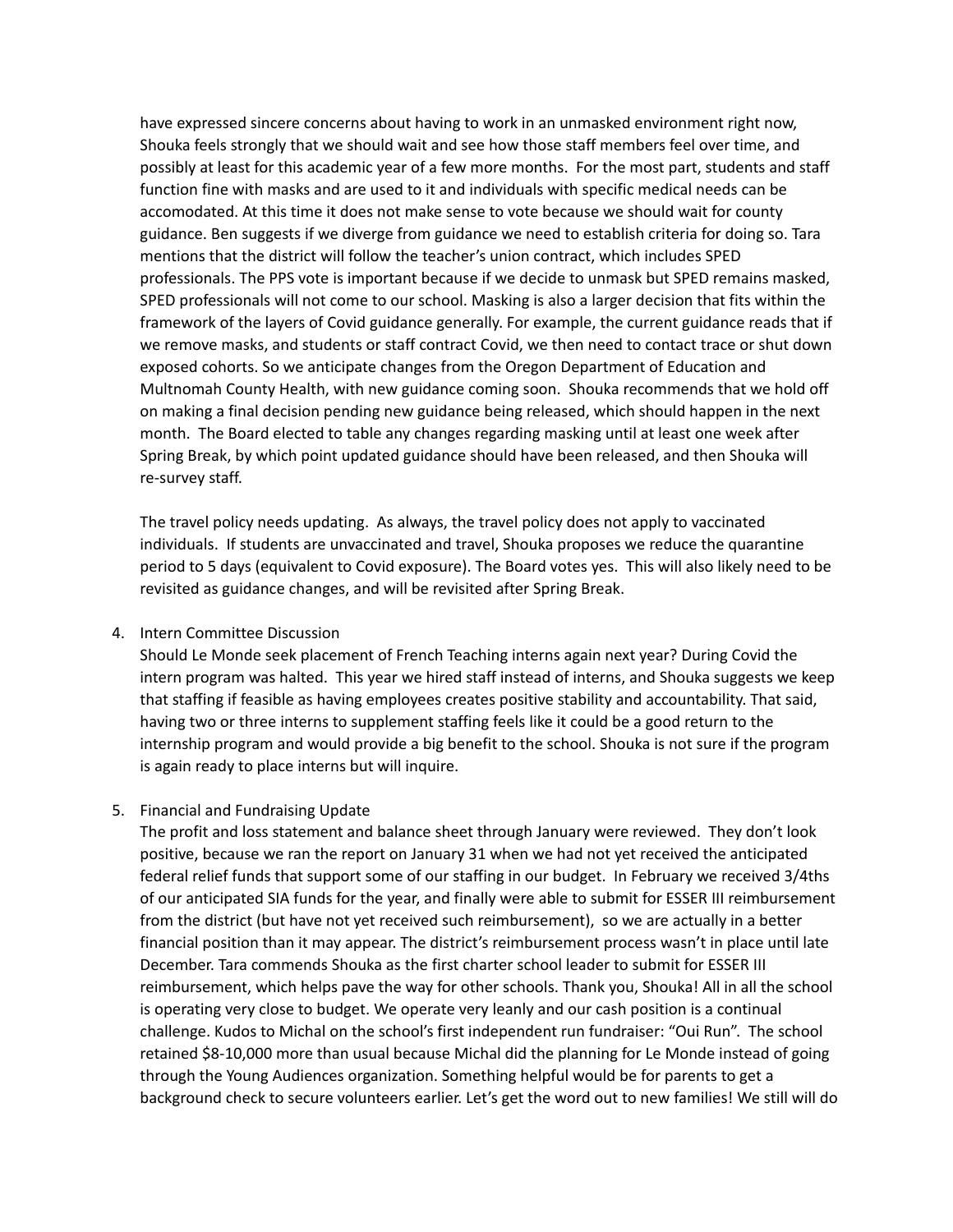have expressed sincere concerns about having to work in an unmasked environment right now, Shouka feels strongly that we should wait and see how those staff members feel over time, and possibly at least for this academic year of a few more months. For the most part, students and staff function fine with masks and are used to it and individuals with specific medical needs can be accomodated. At this time it does not make sense to vote because we should wait for county guidance. Ben suggests if we diverge from guidance we need to establish criteria for doing so. Tara mentions that the district will follow the teacher's union contract, which includes SPED professionals. The PPS vote is important because if we decide to unmask but SPED remains masked, SPED professionals will not come to our school. Masking is also a larger decision that fits within the framework of the layers of Covid guidance generally. For example, the current guidance reads that if we remove masks, and students or staff contract Covid, we then need to contact trace or shut down exposed cohorts. So we anticipate changes from the Oregon Department of Education and Multnomah County Health, with new guidance coming soon. Shouka recommends that we hold off on making a final decision pending new guidance being released, which should happen in the next month. The Board elected to table any changes regarding masking until at least one week after Spring Break, by which point updated guidance should have been released, and then Shouka will re-survey staff.

The travel policy needs updating. As always, the travel policy does not apply to vaccinated individuals. If students are unvaccinated and travel, Shouka proposes we reduce the quarantine period to 5 days (equivalent to Covid exposure). The Board votes yes. This will also likely need to be revisited as guidance changes, and will be revisited after Spring Break.

4. Intern Committee Discussion
   Should Le Monde seek placement of French Teaching interns again next year? During Covid the intern program was halted. This year we hired staff instead of interns, and Shouka suggests we keep that staffing if feasible as having employees creates positive stability and accountability. That said, having two or three interns to supplement staffing feels like it could be a good return to the internship program and would provide a big benefit to the school. Shouka is not sure if the program is again ready to place interns but will inquire.

5. Financial and Fundraising Update
   The profit and loss statement and balance sheet through January were reviewed. They don't look positive, because we ran the report on January 31 when we had not yet received the anticipated federal relief funds that support some of our staffing in our budget. In February we received 3/4ths of our anticipated SIA funds for the year, and finally were able to submit for ESSER III reimbursement from the district (but have not yet received such reimbursement), so we are actually in a better financial position than it may appear. The district's reimbursement process wasn't in place until late December. Tara commends Shouka as the first charter school leader to submit for ESSER III reimbursement, which helps pave the way for other schools. Thank you, Shouka! All in all the school is operating very close to budget. We operate very leanly and our cash position is a continual challenge. Kudos to Michal on the school's first independent run fundraiser: "Oui Run". The school retained $8-10,000 more than usual because Michal did the planning for Le Monde instead of going through the Young Audiences organization. Something helpful would be for parents to get a background check to secure volunteers earlier. Let's get the word out to new families! We still will do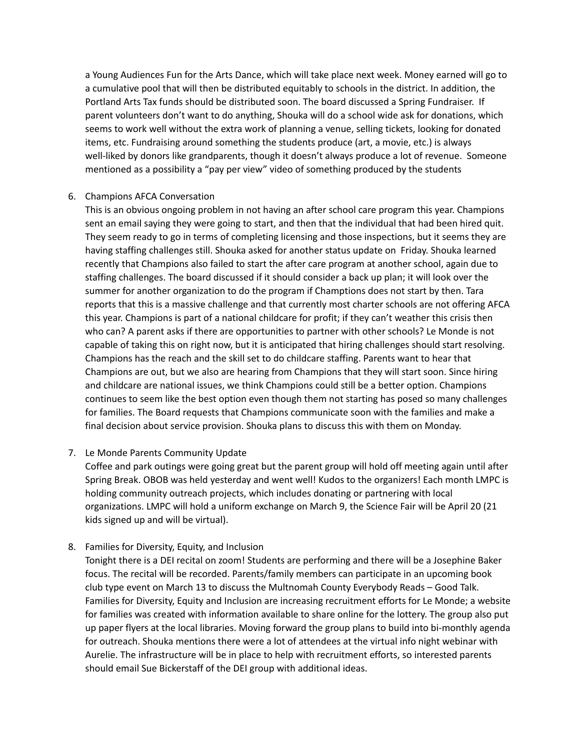a Young Audiences Fun for the Arts Dance, which will take place next week. Money earned will go to a cumulative pool that will then be distributed equitably to schools in the district. In addition, the Portland Arts Tax funds should be distributed soon. The board discussed a Spring Fundraiser. If parent volunteers don't want to do anything, Shouka will do a school wide ask for donations, which seems to work well without the extra work of planning a venue, selling tickets, looking for donated items, etc. Fundraising around something the students produce (art, a movie, etc.) is always well-liked by donors like grandparents, though it doesn't always produce a lot of revenue. Someone mentioned as a possibility a "pay per view" video of something produced by the students

6. Champions AFCA Conversation

   This is an obvious ongoing problem in not having an after school care program this year. Champions sent an email saying they were going to start, and then that the individual that had been hired quit. They seem ready to go in terms of completing licensing and those inspections, but it seems they are having staffing challenges still. Shouka asked for another status update on Friday. Shouka learned recently that Champions also failed to start the after care program at another school, again due to staffing challenges. The board discussed if it should consider a back up plan; it will look over the summer for another organization to do the program if Champtions does not start by then. Tara reports that this is a massive challenge and that currently most charter schools are not offering AFCA this year. Champions is part of a national childcare for profit; if they can't weather this crisis then who can? A parent asks if there are opportunities to partner with other schools? Le Monde is not capable of taking this on right now, but it is anticipated that hiring challenges should start resolving. Champions has the reach and the skill set to do childcare staffing. Parents want to hear that Champions are out, but we also are hearing from Champions that they will start soon. Since hiring and childcare are national issues, we think Champions could still be a better option. Champions continues to seem like the best option even though them not starting has posed so many challenges for families. The Board requests that Champions communicate soon with the families and make a final decision about service provision. Shouka plans to discuss this with them on Monday.

7. Le Monde Parents Community Update

   Coffee and park outings were going great but the parent group will hold off meeting again until after Spring Break. OBOB was held yesterday and went well! Kudos to the organizers! Each month LMPC is holding community outreach projects, which includes donating or partnering with local organizations. LMPC will hold a uniform exchange on March 9, the Science Fair will be April 20 (21 kids signed up and will be virtual).

8. Families for Diversity, Equity, and Inclusion

   Tonight there is a DEI recital on zoom! Students are performing and there will be a Josephine Baker focus. The recital will be recorded. Parents/family members can participate in an upcoming book club type event on March 13 to discuss the Multnomah County Everybody Reads – Good Talk. Families for Diversity, Equity and Inclusion are increasing recruitment efforts for Le Monde; a website for families was created with information available to share online for the lottery. The group also put up paper flyers at the local libraries. Moving forward the group plans to build into bi-monthly agenda for outreach. Shouka mentions there were a lot of attendees at the virtual info night webinar with Aurelie. The infrastructure will be in place to help with recruitment efforts, so interested parents should email Sue Bickerstaff of the DEI group with additional ideas.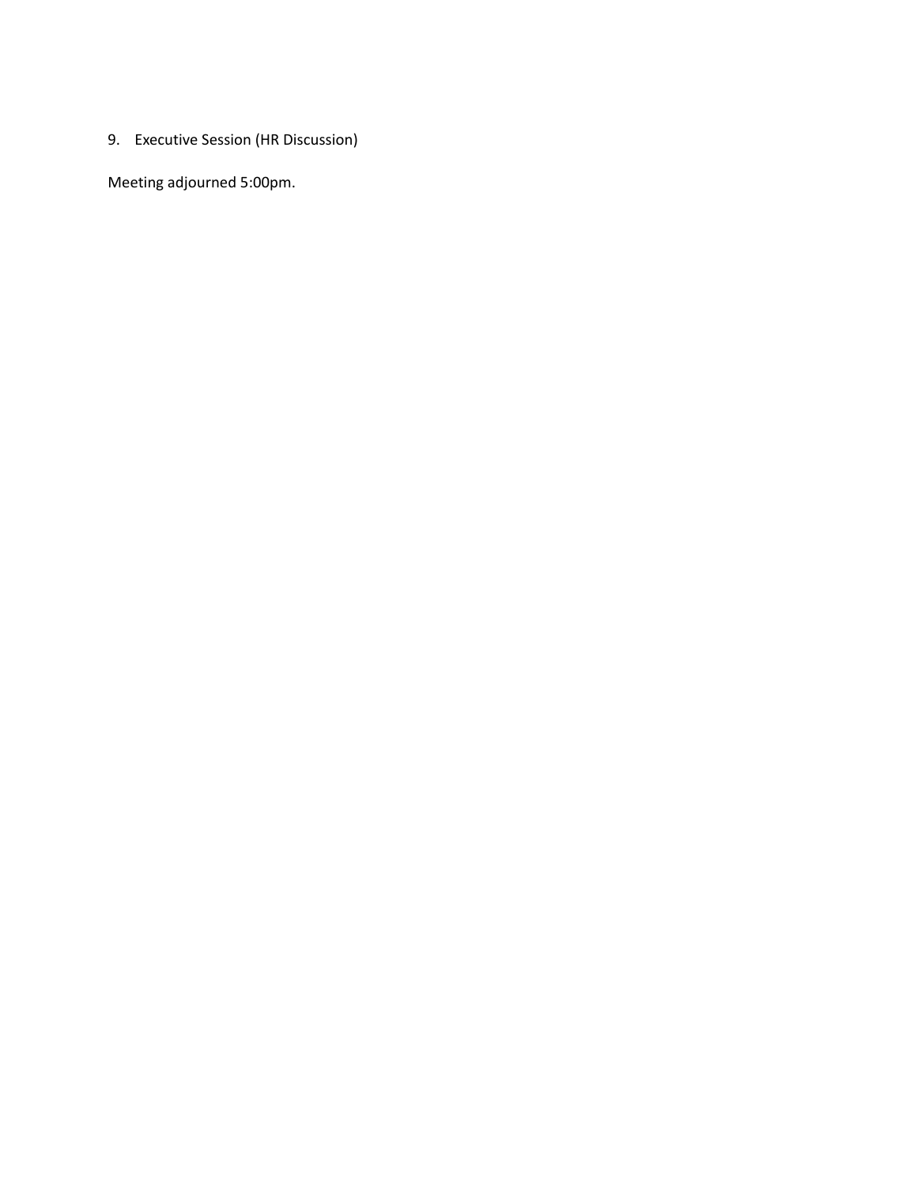9. Executive Session (HR Discussion)

Meeting adjourned 5:00pm.